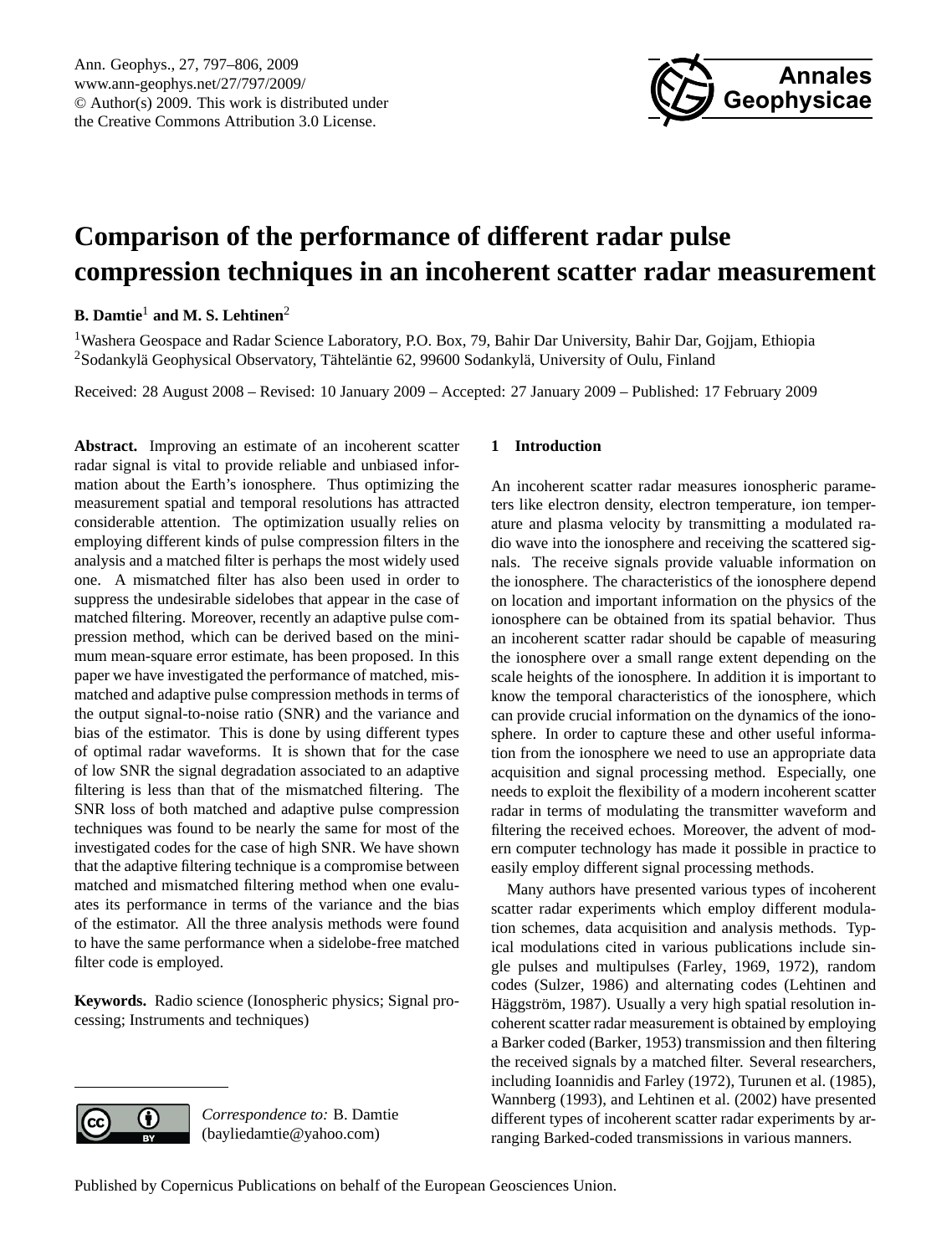# Comparison of the performance of different radar pulse compression techniques in an incoherent scatter radar measurement

**B. Damtie**[1] **and M. S. Lehtinen**[2]

[1]Washera Geospace and Radar Science Laboratory, P.O. Box, 79, Bahir Dar University, Bahir Dar, Gojjam, Ethiopia
[2]Sodankylä Geophysical Observatory, Tähteläntie 62, 99600 Sodankylä, University of Oulu, Finland

Received: 28 August 2008 – Revised: 10 January 2009 – Accepted: 27 January 2009 – Published: 17 February 2009

**Abstract.** Improving an estimate of an incoherent scatter radar signal is vital to provide reliable and unbiased information about the Earth's ionosphere. Thus optimizing the measurement spatial and temporal resolutions has attracted considerable attention. The optimization usually relies on employing different kinds of pulse compression filters in the analysis and a matched filter is perhaps the most widely used one. A mismatched filter has also been used in order to suppress the undesirable sidelobes that appear in the case of matched filtering. Moreover, recently an adaptive pulse compression method, which can be derived based on the minimum mean-square error estimate, has been proposed. In this paper we have investigated the performance of matched, mismatched and adaptive pulse compression methods in terms of the output signal-to-noise ratio (SNR) and the variance and bias of the estimator. This is done by using different types of optimal radar waveforms. It is shown that for the case of low SNR the signal degradation associated to an adaptive filtering is less than that of the mismatched filtering. The SNR loss of both matched and adaptive pulse compression techniques was found to be nearly the same for most of the investigated codes for the case of high SNR. We have shown that the adaptive filtering technique is a compromise between matched and mismatched filtering method when one evaluates its performance in terms of the variance and the bias of the estimator. All the three analysis methods were found to have the same performance when a sidelobe-free matched filter code is employed.

**Keywords.** Radio science (Ionospheric physics; Signal processing; Instruments and techniques)

*Correspondence to:* B. Damtie (bayliedamtie@yahoo.com)

## 1 Introduction

An incoherent scatter radar measures ionospheric parameters like electron density, electron temperature, ion temperature and plasma velocity by transmitting a modulated radio wave into the ionosphere and receiving the scattered signals. The receive signals provide valuable information on the ionosphere. The characteristics of the ionosphere depend on location and important information on the physics of the ionosphere can be obtained from its spatial behavior. Thus an incoherent scatter radar should be capable of measuring the ionosphere over a small range extent depending on the scale heights of the ionosphere. In addition it is important to know the temporal characteristics of the ionosphere, which can provide crucial information on the dynamics of the ionosphere. In order to capture these and other useful information from the ionosphere we need to use an appropriate data acquisition and signal processing method. Especially, one needs to exploit the flexibility of a modern incoherent scatter radar in terms of modulating the transmitter waveform and filtering the received echoes. Moreover, the advent of modern computer technology has made it possible in practice to easily employ different signal processing methods.

Many authors have presented various types of incoherent scatter radar experiments which employ different modulation schemes, data acquisition and analysis methods. Typical modulations cited in various publications include single pulses and multipulses (Farley, 1969, 1972), random codes (Sulzer, 1986) and alternating codes (Lehtinen and Häggström, 1987). Usually a very high spatial resolution incoherent scatter radar measurement is obtained by employing a Barker coded (Barker, 1953) transmission and then filtering the received signals by a matched filter. Several researchers, including Ioannidis and Farley (1972), Turunen et al. (1985), Wannberg (1993), and Lehtinen et al. (2002) have presented different types of incoherent scatter radar experiments by arranging Barked-coded transmissions in various manners.

Published by Copernicus Publications on behalf of the European Geosciences Union.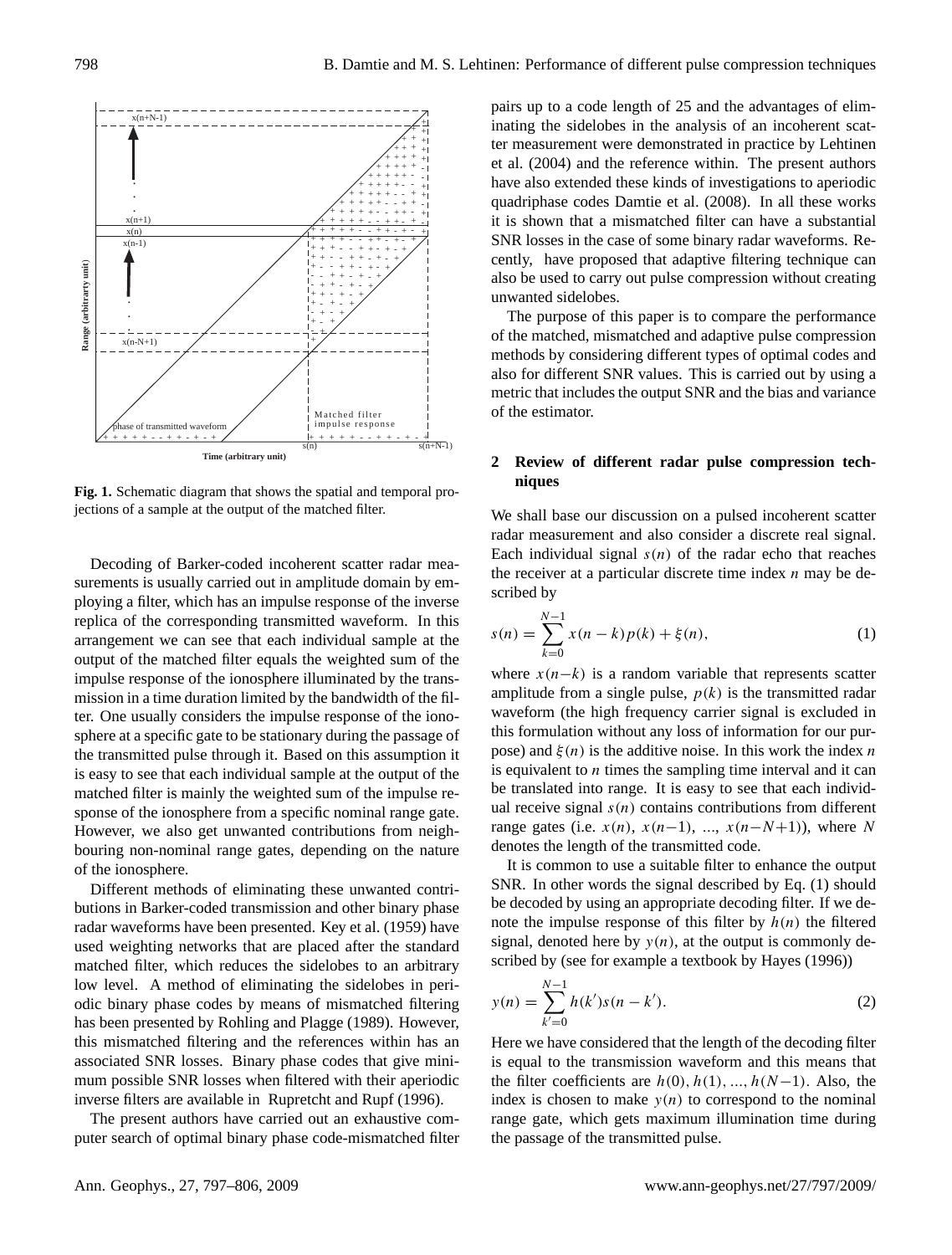Fig. 1. Schematic diagram that shows the spatial and temporal projections of a sample at the output of the matched filter.

Decoding of Barker-coded incoherent scatter radar measurements is usually carried out in amplitude domain by employing a filter, which has an impulse response of the inverse replica of the corresponding transmitted waveform. In this arrangement we can see that each individual sample at the output of the matched filter equals the weighted sum of the impulse response of the ionosphere illuminated by the transmission in a time duration limited by the bandwidth of the filter. One usually considers the impulse response of the ionosphere at a specific gate to be stationary during the passage of the transmitted pulse through it. Based on this assumption it is easy to see that each individual sample at the output of the matched filter is mainly the weighted sum of the impulse response of the ionosphere from a specific nominal range gate. However, we also get unwanted contributions from neighbouring non-nominal range gates, depending on the nature of the ionosphere.

Different methods of eliminating these unwanted contributions in Barker-coded transmission and other binary phase radar waveforms have been presented. Key et al. (1959) have used weighting networks that are placed after the standard matched filter, which reduces the sidelobes to an arbitrary low level. A method of eliminating the sidelobes in periodic binary phase codes by means of mismatched filtering has been presented by Rohling and Plagge (1989). However, this mismatched filtering and the references within has an associated SNR losses. Binary phase codes that give minimum possible SNR losses when filtered with their aperiodic inverse filters are available in Rupretcht and Rupf (1996).

The present authors have carried out an exhaustive computer search of optimal binary phase code-mismatched filter pairs up to a code length of 25 and the advantages of eliminating the sidelobes in the analysis of an incoherent scatter measurement were demonstrated in practice by Lehtinen et al. (2004) and the reference within. The present authors have also extended these kinds of investigations to aperiodic quadriphase codes Damtie et al. (2008). In all these works it is shown that a mismatched filter can have a substantial SNR losses in the case of some binary radar waveforms. Recently, have proposed that adaptive filtering technique can also be used to carry out pulse compression without creating unwanted sidelobes.

The purpose of this paper is to compare the performance of the matched, mismatched and adaptive pulse compression methods by considering different types of optimal codes and also for different SNR values. This is carried out by using a metric that includes the output SNR and the bias and variance of the estimator.

## 2 Review of different radar pulse compression techniques

We shall base our discussion on a pulsed incoherent scatter radar measurement and also consider a discrete real signal. Each individual signal $s(n)$ of the radar echo that reaches the receiver at a particular discrete time index $n$ may be described by

$$s(n) = \sum_{k=0}^{N-1} x(n-k)p(k) + \xi(n), \tag{1}$$

where $x(n-k)$ is a random variable that represents scatter amplitude from a single pulse, $p(k)$ is the transmitted radar waveform (the high frequency carrier signal is excluded in this formulation without any loss of information for our purpose) and $\xi(n)$ is the additive noise. In this work the index $n$ is equivalent to $n$ times the sampling time interval and it can be translated into range. It is easy to see that each individual receive signal $s(n)$ contains contributions from different range gates (i.e. $x(n)$, $x(n-1)$, ..., $x(n-N+1)$), where $N$ denotes the length of the transmitted code.

It is common to use a suitable filter to enhance the output SNR. In other words the signal described by Eq. (1) should be decoded by using an appropriate decoding filter. If we denote the impulse response of this filter by $h(n)$ the filtered signal, denoted here by $y(n)$, at the output is commonly described by (see for example a textbook by Hayes (1996))

$$y(n) = \sum_{k'=0}^{N-1} h(k')s(n-k'). \tag{2}$$

Here we have considered that the length of the decoding filter is equal to the transmission waveform and this means that the filter coefficients are $h(0), h(1), ..., h(N-1)$. Also, the index is chosen to make $y(n)$ to correspond to the nominal range gate, which gets maximum illumination time during the passage of the transmitted pulse.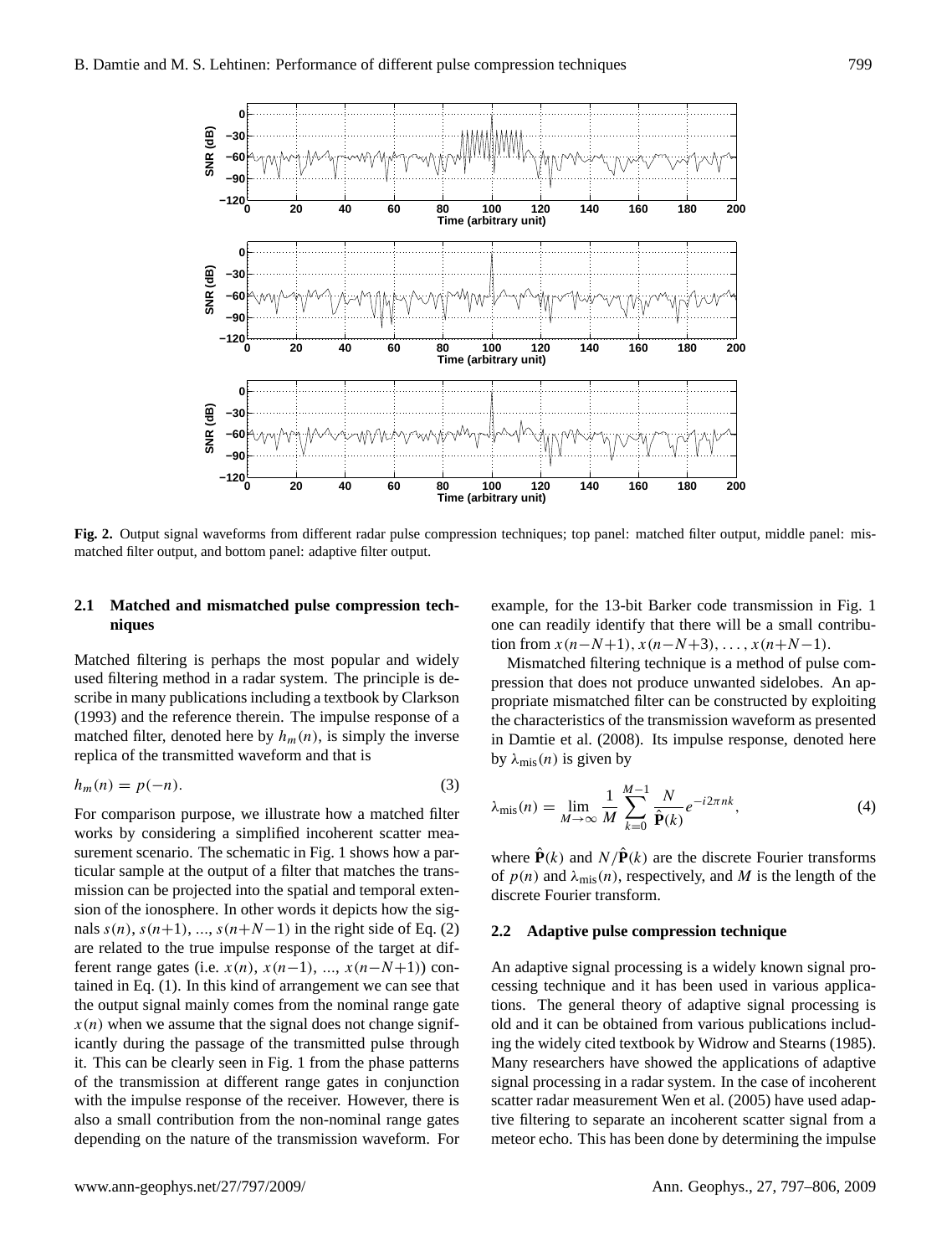Fig. 2. Output signal waveforms from different radar pulse compression techniques; top panel: matched filter output, middle panel: mismatched filter output, and bottom panel: adaptive filter output.

### 2.1 Matched and mismatched pulse compression techniques

Matched filtering is perhaps the most popular and widely used filtering method in a radar system. The principle is describe in many publications including a textbook by Clarkson (1993) and the reference therein. The impulse response of a matched filter, denoted here by $h_m(n)$, is simply the inverse replica of the transmitted waveform and that is

$$h_m(n) = p(-n). \tag{3}$$

For comparison purpose, we illustrate how a matched filter works by considering a simplified incoherent scatter measurement scenario. The schematic in Fig. 1 shows how a particular sample at the output of a filter that matches the transmission can be projected into the spatial and temporal extension of the ionosphere. In other words it depicts how the signals $s(n)$, $s(n+1)$, ..., $s(n+N-1)$ in the right side of Eq. (2) are related to the true impulse response of the target at different range gates (i.e. $x(n)$, $x(n-1)$, ..., $x(n-N+1)$) contained in Eq. (1). In this kind of arrangement we can see that the output signal mainly comes from the nominal range gate $x(n)$ when we assume that the signal does not change significantly during the passage of the transmitted pulse through it. This can be clearly seen in Fig. 1 from the phase patterns of the transmission at different range gates in conjunction with the impulse response of the receiver. However, there is also a small contribution from the non-nominal range gates depending on the nature of the transmission waveform. For example, for the 13-bit Barker code transmission in Fig. 1 one can readily identify that there will be a small contribution from $x(n-N+1), x(n-N+3), \ldots, x(n+N-1)$.

Mismatched filtering technique is a method of pulse compression that does not produce unwanted sidelobes. An appropriate mismatched filter can be constructed by exploiting the characteristics of the transmission waveform as presented in Damtie et al. (2008). Its impulse response, denoted here by $\lambda_{\text{mis}}(n)$ is given by

$$\lambda_{\text{mis}}(n) = \lim_{M \to \infty} \frac{1}{M} \sum_{k=0}^{M-1} \frac{N}{\hat{\mathbf{P}}(k)} e^{-i2\pi nk}, \tag{4}$$

where $\hat{\mathbf{P}}(k)$ and $N/\hat{\mathbf{P}}(k)$ are the discrete Fourier transforms of $p(n)$ and $\lambda_{\text{mis}}(n)$, respectively, and $M$ is the length of the discrete Fourier transform.

### 2.2 Adaptive pulse compression technique

An adaptive signal processing is a widely known signal processing technique and it has been used in various applications. The general theory of adaptive signal processing is old and it can be obtained from various publications including the widely cited textbook by Widrow and Stearns (1985). Many researchers have showed the applications of adaptive signal processing in a radar system. In the case of incoherent scatter radar measurement Wen et al. (2005) have used adaptive filtering to separate an incoherent scatter signal from a meteor echo. This has been done by determining the impulse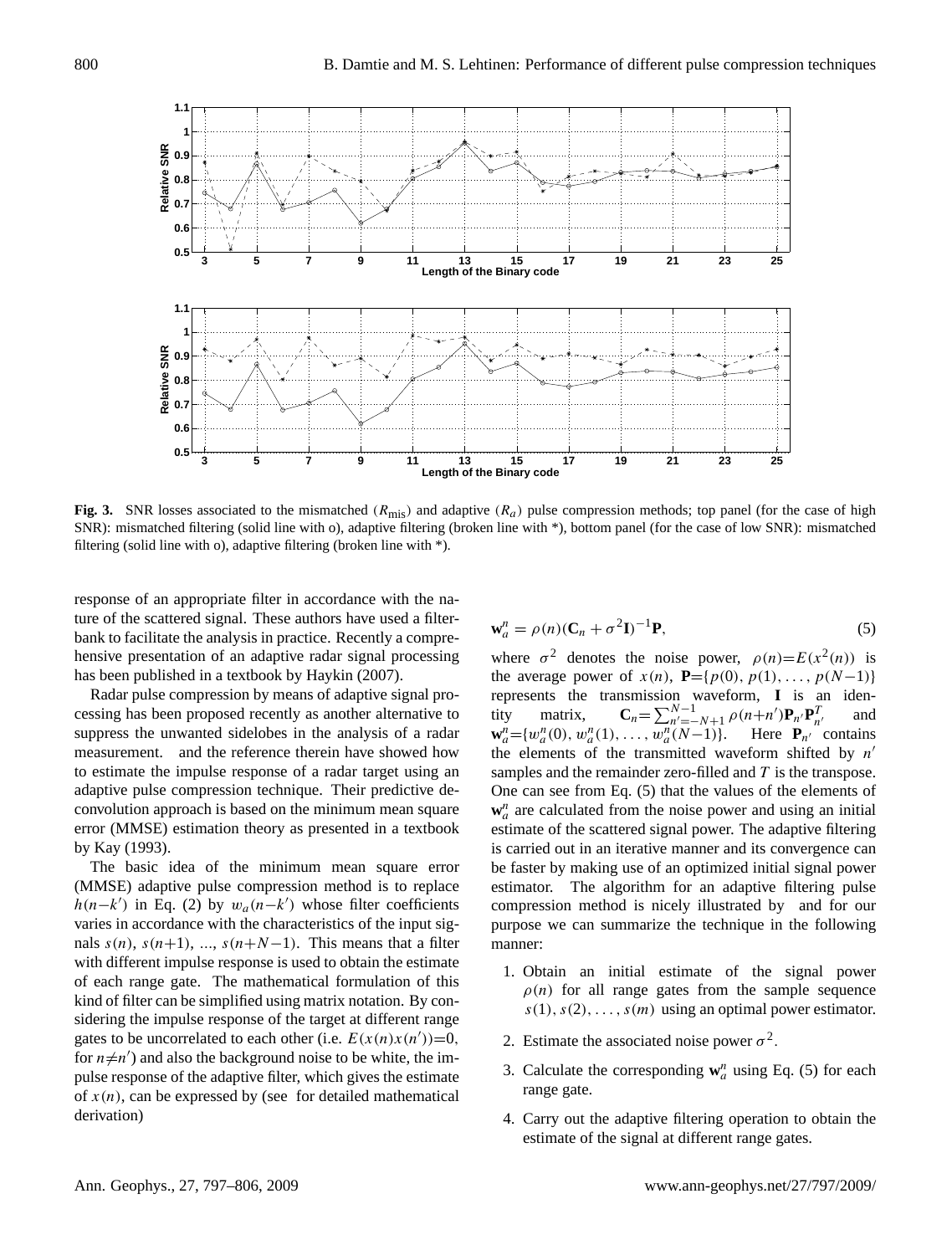**Fig. 3.** SNR losses associated to the mismatched ($R_{\text{mis}}$) and adaptive ($R_a$) pulse compression methods; top panel (for the case of high SNR): mismatched filtering (solid line with o), adaptive filtering (broken line with *), bottom panel (for the case of low SNR): mismatched filtering (solid line with o), adaptive filtering (broken line with *).

response of an appropriate filter in accordance with the nature of the scattered signal. These authors have used a filterbank to facilitate the analysis in practice. Recently a comprehensive presentation of an adaptive radar signal processing has been published in a textbook by Haykin (2007).

Radar pulse compression by means of adaptive signal processing has been proposed recently as another alternative to suppress the unwanted sidelobes in the analysis of a radar measurement.  and the reference therein have showed how to estimate the impulse response of a radar target using an adaptive pulse compression technique. Their predictive deconvolution approach is based on the minimum mean square error (MMSE) estimation theory as presented in a textbook by Kay (1993).

The basic idea of the minimum mean square error (MMSE) adaptive pulse compression method is to replace $h(n-k')$ in Eq. (2) by $w_a(n-k')$ whose filter coefficients varies in accordance with the characteristics of the input signals $s(n)$, $s(n+1)$, ..., $s(n+N-1)$. This means that a filter with different impulse response is used to obtain the estimate of each range gate. The mathematical formulation of this kind of filter can be simplified using matrix notation. By considering the impulse response of the target at different range gates to be uncorrelated to each other (i.e. $E(x(n)x(n'))=0$, for $n \neq n'$) and also the background noise to be white, the impulse response of the adaptive filter, which gives the estimate of $x(n)$, can be expressed by (see  for detailed mathematical derivation)

$$\mathbf{w}_a^n = \rho(n)(\mathbf{C}_n + \sigma^2 \mathbf{I})^{-1}\mathbf{P}, \tag{5}$$

where $\sigma^2$ denotes the noise power, $\rho(n)=E(x^2(n))$ is the average power of $x(n)$, $\mathbf{P}=\{p(0), p(1), \ldots, p(N-1)\}$ represents the transmission waveform, $\mathbf{I}$ is an identity matrix, $\mathbf{C}_n=\sum_{n'=-N+1}^{N-1} \rho(n+n')\mathbf{P}_{n'}\mathbf{P}_{n'}^T$ and $\mathbf{w}_a^n=\{w_a^n(0), w_a^n(1), \ldots, w_a^n(N-1)\}$. Here $\mathbf{P}_{n'}$ contains the elements of the transmitted waveform shifted by $n'$ samples and the remainder zero-filled and $T$ is the transpose. One can see from Eq. (5) that the values of the elements of $\mathbf{w}_a^n$ are calculated from the noise power and using an initial estimate of the scattered signal power. The adaptive filtering is carried out in an iterative manner and its convergence can be faster by making use of an optimized initial signal power estimator. The algorithm for an adaptive filtering pulse compression method is nicely illustrated by  and for our purpose we can summarize the technique in the following manner:

1. Obtain an initial estimate of the signal power $\rho(n)$ for all range gates from the sample sequence $s(1), s(2), \ldots, s(m)$ using an optimal power estimator.
2. Estimate the associated noise power $\sigma^2$.
3. Calculate the corresponding $\mathbf{w}_a^n$ using Eq. (5) for each range gate.
4. Carry out the adaptive filtering operation to obtain the estimate of the signal at different range gates.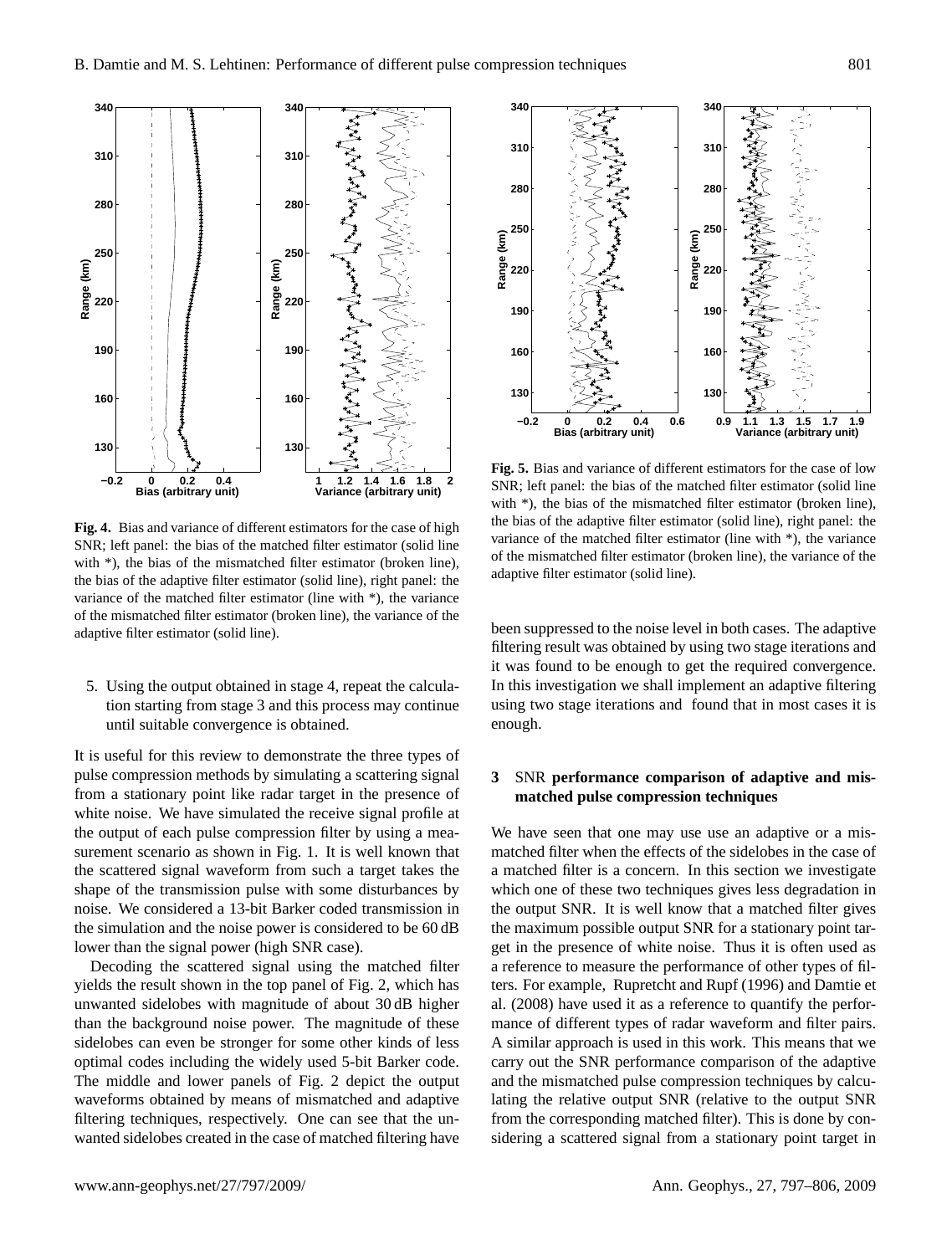**Fig. 4.** Bias and variance of different estimators for the case of high SNR; left panel: the bias of the matched filter estimator (solid line with *), the bias of the mismatched filter estimator (broken line), the bias of the adaptive filter estimator (solid line), right panel: the variance of the matched filter estimator (line with *), the variance of the mismatched filter estimator (broken line), the variance of the adaptive filter estimator (solid line).

5. Using the output obtained in stage 4, repeat the calculation starting from stage 3 and this process may continue until suitable convergence is obtained.

It is useful for this review to demonstrate the three types of pulse compression methods by simulating a scattering signal from a stationary point like radar target in the presence of white noise. We have simulated the receive signal profile at the output of each pulse compression filter by using a measurement scenario as shown in Fig. 1. It is well known that the scattered signal waveform from such a target takes the shape of the transmission pulse with some disturbances by noise. We considered a 13-bit Barker coded transmission in the simulation and the noise power is considered to be 60 dB lower than the signal power (high SNR case).

Decoding the scattered signal using the matched filter yields the result shown in the top panel of Fig. 2, which has unwanted sidelobes with magnitude of about 30 dB higher than the background noise power. The magnitude of these sidelobes can even be stronger for some other kinds of less optimal codes including the widely used 5-bit Barker code. The middle and lower panels of Fig. 2 depict the output waveforms obtained by means of mismatched and adaptive filtering techniques, respectively. One can see that the unwanted sidelobes created in the case of matched filtering have been suppressed to the noise level in both cases. The adaptive filtering result was obtained by using two stage iterations and it was found to be enough to get the required convergence. In this investigation we shall implement an adaptive filtering using two stage iterations and found that in most cases it is enough.

**Fig. 5.** Bias and variance of different estimators for the case of low SNR; left panel: the bias of the matched filter estimator (solid line with *), the bias of the mismatched filter estimator (broken line), the bias of the adaptive filter estimator (solid line), right panel: the variance of the matched filter estimator (line with *), the variance of the mismatched filter estimator (broken line), the variance of the adaptive filter estimator (solid line).

## 3 SNR performance comparison of adaptive and mismatched pulse compression techniques

We have seen that one may use use an adaptive or a mismatched filter when the effects of the sidelobes in the case of a matched filter is a concern. In this section we investigate which one of these two techniques gives less degradation in the output SNR. It is well know that a matched filter gives the maximum possible output SNR for a stationary point target in the presence of white noise. Thus it is often used as a reference to measure the performance of other types of filters. For example, Rupretcht and Rupf (1996) and Damtie et al. (2008) have used it as a reference to quantify the performance of different types of radar waveform and filter pairs. A similar approach is used in this work. This means that we carry out the SNR performance comparison of the adaptive and the mismatched pulse compression techniques by calculating the relative output SNR (relative to the output SNR from the corresponding matched filter). This is done by considering a scattered signal from a stationary point target in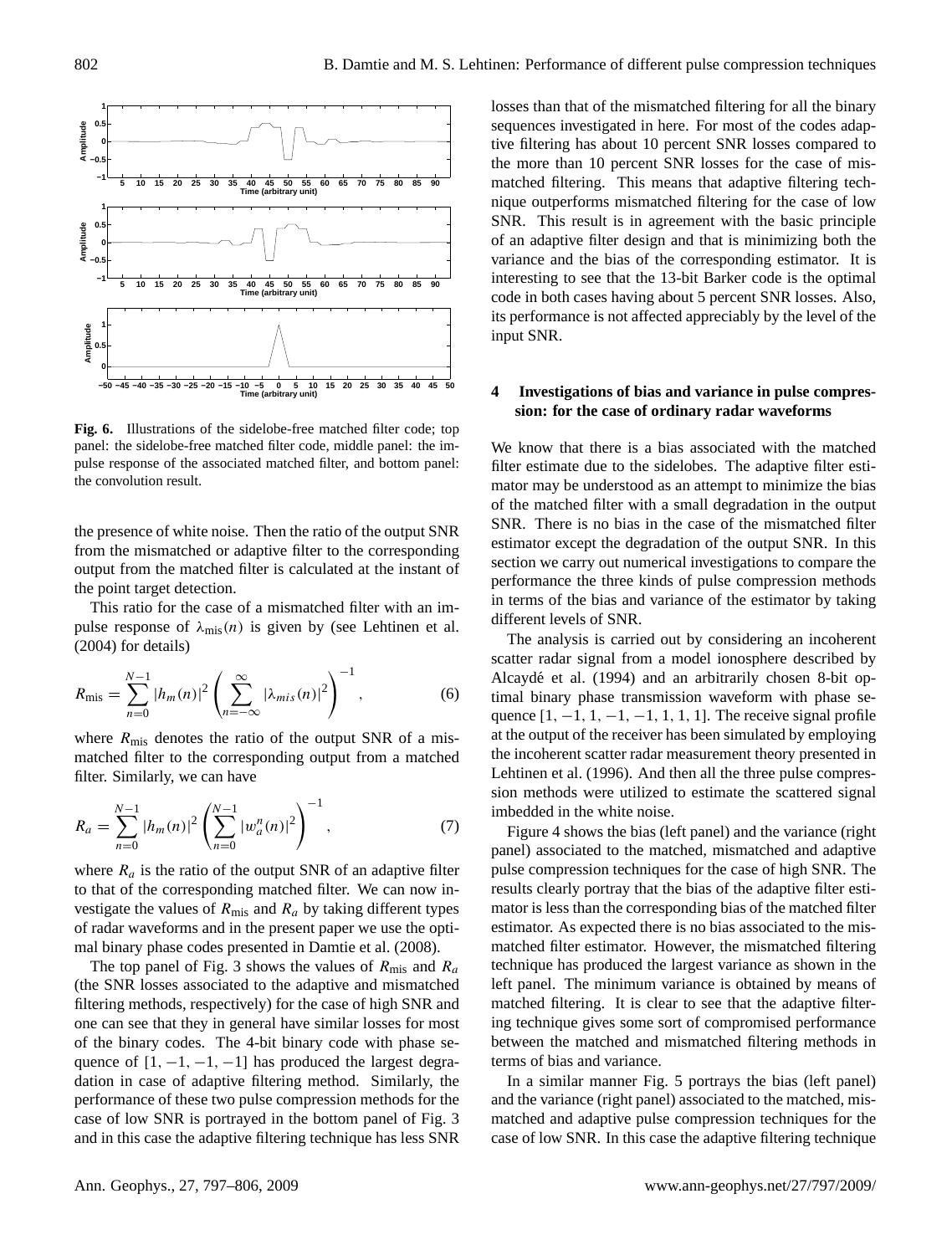Fig. 6. Illustrations of the sidelobe-free matched filter code; top panel: the sidelobe-free matched filter code, middle panel: the impulse response of the associated matched filter, and bottom panel: the convolution result.

the presence of white noise. Then the ratio of the output SNR from the mismatched or adaptive filter to the corresponding output from the matched filter is calculated at the instant of the point target detection.

This ratio for the case of a mismatched filter with an impulse response of $\lambda_{\text{mis}}(n)$ is given by (see Lehtinen et al. (2004) for details)

$$R_{\text{mis}} = \sum_{n=0}^{N-1} |h_m(n)|^2 \left( \sum_{n=-\infty}^{\infty} |\lambda_{mis}(n)|^2 \right)^{-1}, \tag{6}$$

where $R_{\text{mis}}$ denotes the ratio of the output SNR of a mismatched filter to the corresponding output from a matched filter. Similarly, we can have

$$R_a = \sum_{n=0}^{N-1} |h_m(n)|^2 \left( \sum_{n=0}^{N-1} |w_a^n(n)|^2 \right)^{-1}, \tag{7}$$

where $R_a$ is the ratio of the output SNR of an adaptive filter to that of the corresponding matched filter. We can now investigate the values of $R_{\text{mis}}$ and $R_a$ by taking different types of radar waveforms and in the present paper we use the optimal binary phase codes presented in Damtie et al. (2008).

The top panel of Fig. 3 shows the values of $R_{\text{mis}}$ and $R_a$ (the SNR losses associated to the adaptive and mismatched filtering methods, respectively) for the case of high SNR and one can see that they in general have similar losses for most of the binary codes. The 4-bit binary code with phase sequence of $[1, -1, -1, -1]$ has produced the largest degradation in case of adaptive filtering method. Similarly, the performance of these two pulse compression methods for the case of low SNR is portrayed in the bottom panel of Fig. 3 and in this case the adaptive filtering technique has less SNR losses than that of the mismatched filtering for all the binary sequences investigated in here. For most of the codes adaptive filtering has about 10 percent SNR losses compared to the more than 10 percent SNR losses for the case of mismatched filtering. This means that adaptive filtering technique outperforms mismatched filtering for the case of low SNR. This result is in agreement with the basic principle of an adaptive filter design and that is minimizing both the variance and the bias of the corresponding estimator. It is interesting to see that the 13-bit Barker code is the optimal code in both cases having about 5 percent SNR losses. Also, its performance is not affected appreciably by the level of the input SNR.

## 4 Investigations of bias and variance in pulse compression: for the case of ordinary radar waveforms

We know that there is a bias associated with the matched filter estimate due to the sidelobes. The adaptive filter estimator may be understood as an attempt to minimize the bias of the matched filter with a small degradation in the output SNR. There is no bias in the case of the mismatched filter estimator except the degradation of the output SNR. In this section we carry out numerical investigations to compare the performance the three kinds of pulse compression methods in terms of the bias and variance of the estimator by taking different levels of SNR.

The analysis is carried out by considering an incoherent scatter radar signal from a model ionosphere described by Alcaydé et al. (1994) and an arbitrarily chosen 8-bit optimal binary phase transmission waveform with phase sequence $[1, -1, 1, -1, -1, 1, 1, 1]$. The receive signal profile at the output of the receiver has been simulated by employing the incoherent scatter radar measurement theory presented in Lehtinen et al. (1996). And then all the three pulse compression methods were utilized to estimate the scattered signal imbedded in the white noise.

Figure 4 shows the bias (left panel) and the variance (right panel) associated to the matched, mismatched and adaptive pulse compression techniques for the case of high SNR. The results clearly portray that the bias of the adaptive filter estimator is less than the corresponding bias of the matched filter estimator. As expected there is no bias associated to the mismatched filter estimator. However, the mismatched filtering technique has produced the largest variance as shown in the left panel. The minimum variance is obtained by means of matched filtering. It is clear to see that the adaptive filtering technique gives some sort of compromised performance between the matched and mismatched filtering methods in terms of bias and variance.

In a similar manner Fig. 5 portrays the bias (left panel) and the variance (right panel) associated to the matched, mismatched and adaptive pulse compression techniques for the case of low SNR. In this case the adaptive filtering technique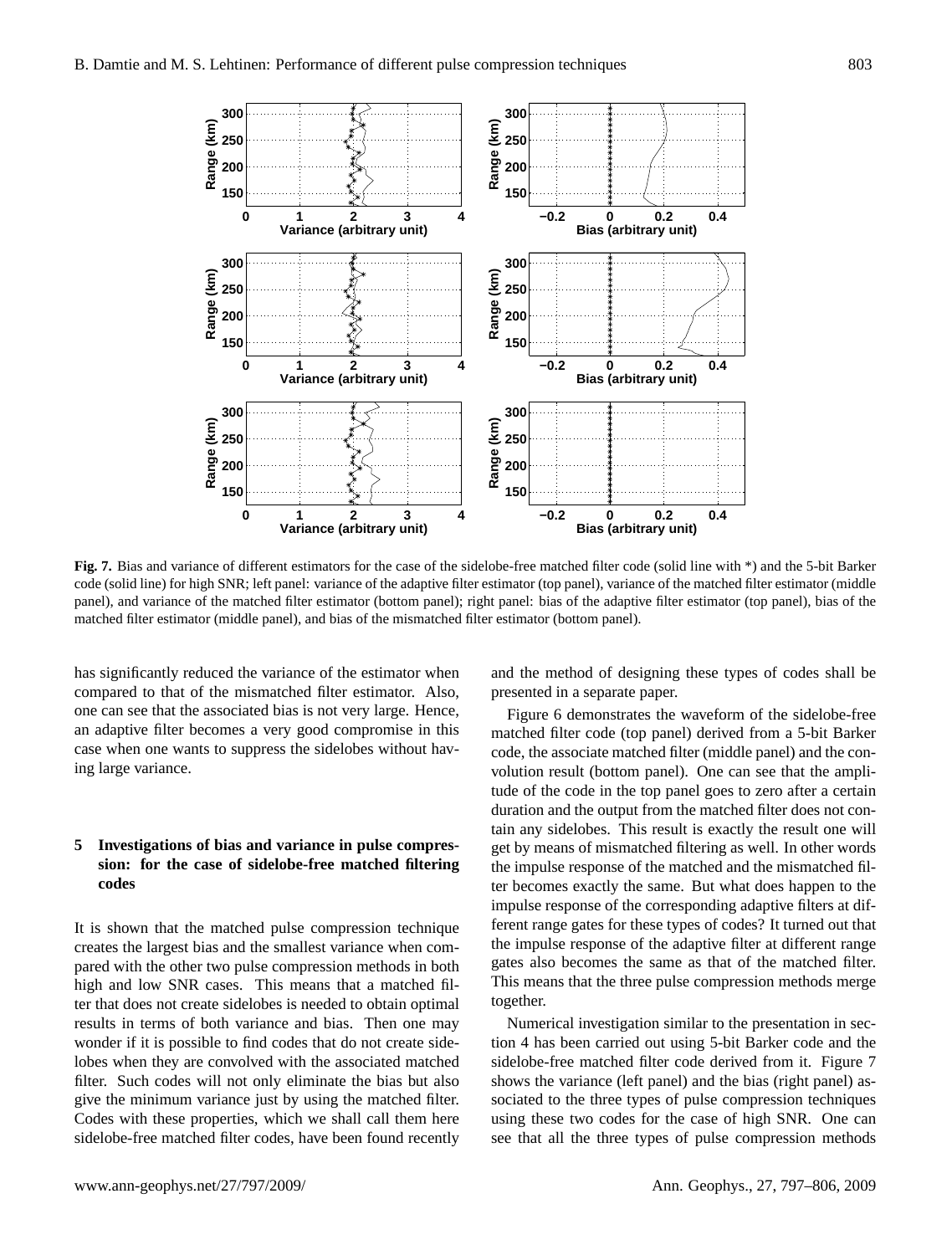**Fig. 7.** Bias and variance of different estimators for the case of the sidelobe-free matched filter code (solid line with *) and the 5-bit Barker code (solid line) for high SNR; left panel: variance of the adaptive filter estimator (top panel), variance of the matched filter estimator (middle panel), and variance of the matched filter estimator (bottom panel); right panel: bias of the adaptive filter estimator (top panel), bias of the matched filter estimator (middle panel), and bias of the mismatched filter estimator (bottom panel).

has significantly reduced the variance of the estimator when compared to that of the mismatched filter estimator. Also, one can see that the associated bias is not very large. Hence, an adaptive filter becomes a very good compromise in this case when one wants to suppress the sidelobes without having large variance.

## 5 Investigations of bias and variance in pulse compression: for the case of sidelobe-free matched filtering codes

It is shown that the matched pulse compression technique creates the largest bias and the smallest variance when compared with the other two pulse compression methods in both high and low SNR cases. This means that a matched filter that does not create sidelobes is needed to obtain optimal results in terms of both variance and bias. Then one may wonder if it is possible to find codes that do not create sidelobes when they are convolved with the associated matched filter. Such codes will not only eliminate the bias but also give the minimum variance just by using the matched filter. Codes with these properties, which we shall call them here sidelobe-free matched filter codes, have been found recently and the method of designing these types of codes shall be presented in a separate paper.

Figure 6 demonstrates the waveform of the sidelobe-free matched filter code (top panel) derived from a 5-bit Barker code, the associate matched filter (middle panel) and the convolution result (bottom panel). One can see that the amplitude of the code in the top panel goes to zero after a certain duration and the output from the matched filter does not contain any sidelobes. This result is exactly the result one will get by means of mismatched filtering as well. In other words the impulse response of the matched and the mismatched filter becomes exactly the same. But what does happen to the impulse response of the corresponding adaptive filters at different range gates for these types of codes? It turned out that the impulse response of the adaptive filter at different range gates also becomes the same as that of the matched filter. This means that the three pulse compression methods merge together.

Numerical investigation similar to the presentation in section 4 has been carried out using 5-bit Barker code and the sidelobe-free matched filter code derived from it. Figure 7 shows the variance (left panel) and the bias (right panel) associated to the three types of pulse compression techniques using these two codes for the case of high SNR. One can see that all the three types of pulse compression methods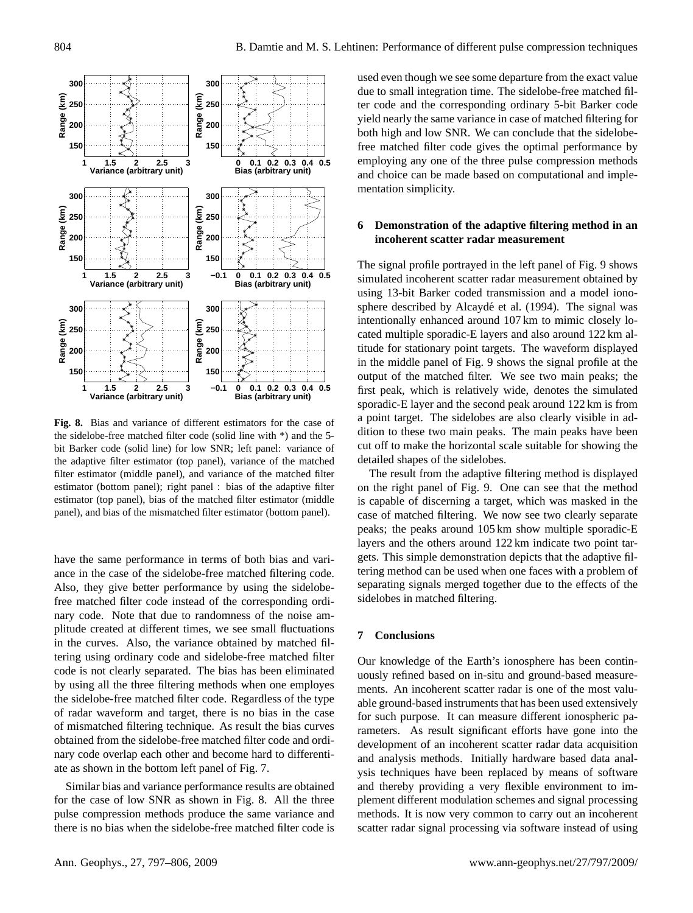**Fig. 8.** Bias and variance of different estimators for the case of the sidelobe-free matched filter code (solid line with *) and the 5-bit Barker code (solid line) for low SNR; left panel: variance of the adaptive filter estimator (top panel), variance of the matched filter estimator (middle panel), and variance of the matched filter estimator (bottom panel); right panel : bias of the adaptive filter estimator (top panel), bias of the matched filter estimator (middle panel), and bias of the mismatched filter estimator (bottom panel).

have the same performance in terms of both bias and variance in the case of the sidelobe-free matched filtering code. Also, they give better performance by using the sidelobe-free matched filter code instead of the corresponding ordinary code. Note that due to randomness of the noise amplitude created at different times, we see small fluctuations in the curves. Also, the variance obtained by matched filtering using ordinary code and sidelobe-free matched filter code is not clearly separated. The bias has been eliminated by using all the three filtering methods when one employes the sidelobe-free matched filter code. Regardless of the type of radar waveform and target, there is no bias in the case of mismatched filtering technique. As result the bias curves obtained from the sidelobe-free matched filter code and ordinary code overlap each other and become hard to differentiate as shown in the bottom left panel of Fig. 7.

Similar bias and variance performance results are obtained for the case of low SNR as shown in Fig. 8. All the three pulse compression methods produce the same variance and there is no bias when the sidelobe-free matched filter code is used even though we see some departure from the exact value due to small integration time. The sidelobe-free matched filter code and the corresponding ordinary 5-bit Barker code yield nearly the same variance in case of matched filtering for both high and low SNR. We can conclude that the sidelobe-free matched filter code gives the optimal performance by employing any one of the three pulse compression methods and choice can be made based on computational and implementation simplicity.

## 6 Demonstration of the adaptive filtering method in an incoherent scatter radar measurement

The signal profile portrayed in the left panel of Fig. 9 shows simulated incoherent scatter radar measurement obtained by using 13-bit Barker coded transmission and a model ionosphere described by Alcaydé et al. (1994). The signal was intentionally enhanced around 107 km to mimic closely located multiple sporadic-E layers and also around 122 km altitude for stationary point targets. The waveform displayed in the middle panel of Fig. 9 shows the signal profile at the output of the matched filter. We see two main peaks; the first peak, which is relatively wide, denotes the simulated sporadic-E layer and the second peak around 122 km is from a point target. The sidelobes are also clearly visible in addition to these two main peaks. The main peaks have been cut off to make the horizontal scale suitable for showing the detailed shapes of the sidelobes.

The result from the adaptive filtering method is displayed on the right panel of Fig. 9. One can see that the method is capable of discerning a target, which was masked in the case of matched filtering. We now see two clearly separate peaks; the peaks around 105 km show multiple sporadic-E layers and the others around 122 km indicate two point targets. This simple demonstration depicts that the adaptive filtering method can be used when one faces with a problem of separating signals merged together due to the effects of the sidelobes in matched filtering.

## 7 Conclusions

Our knowledge of the Earth's ionosphere has been continuously refined based on in-situ and ground-based measurements. An incoherent scatter radar is one of the most valuable ground-based instruments that has been used extensively for such purpose. It can measure different ionospheric parameters. As result significant efforts have gone into the development of an incoherent scatter radar data acquisition and analysis methods. Initially hardware based data analysis techniques have been replaced by means of software and thereby providing a very flexible environment to implement different modulation schemes and signal processing methods. It is now very common to carry out an incoherent scatter radar signal processing via software instead of using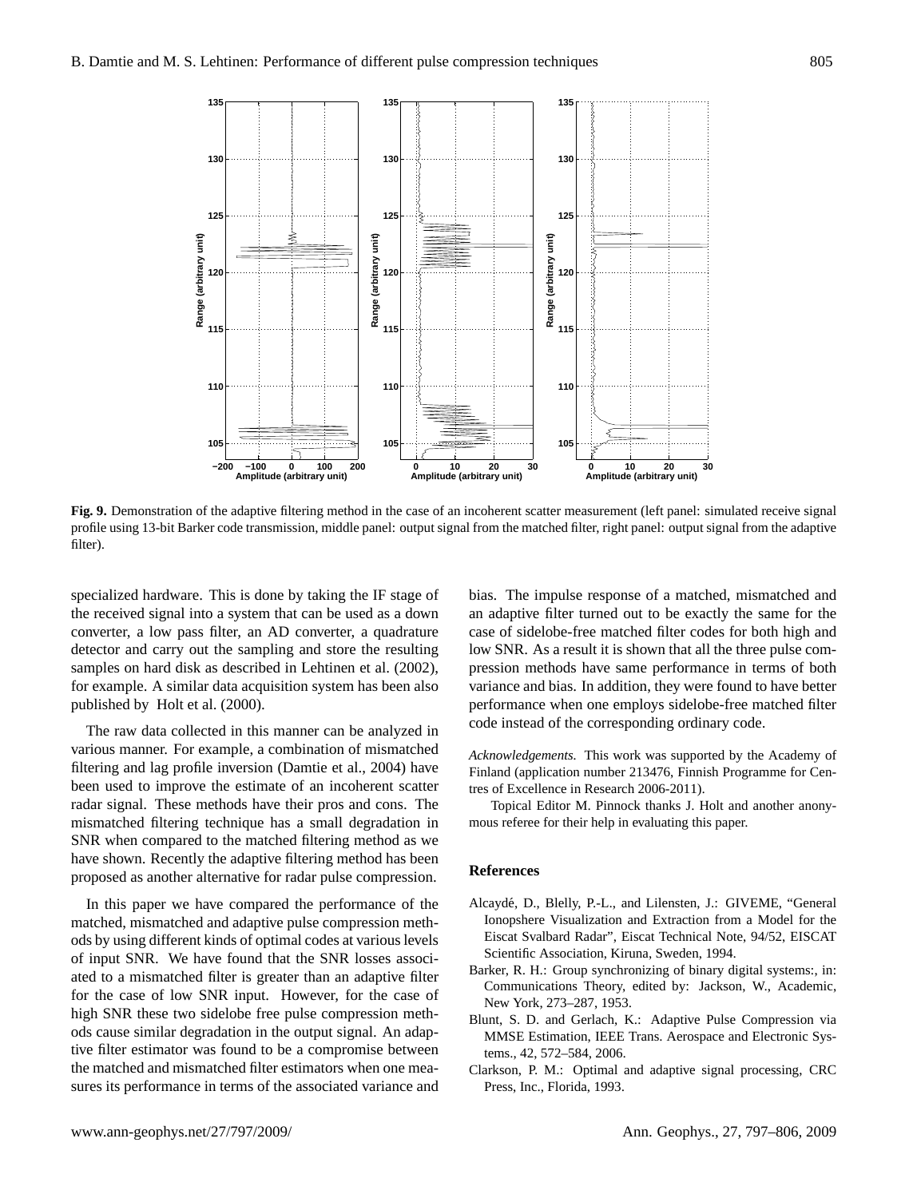**Fig. 9.** Demonstration of the adaptive filtering method in the case of an incoherent scatter measurement (left panel: simulated receive signal profile using 13-bit Barker code transmission, middle panel: output signal from the matched filter, right panel: output signal from the adaptive filter).

specialized hardware. This is done by taking the IF stage of the received signal into a system that can be used as a down converter, a low pass filter, an AD converter, a quadrature detector and carry out the sampling and store the resulting samples on hard disk as described in Lehtinen et al. (2002), for example. A similar data acquisition system has been also published by Holt et al. (2000).

The raw data collected in this manner can be analyzed in various manner. For example, a combination of mismatched filtering and lag profile inversion (Damtie et al., 2004) have been used to improve the estimate of an incoherent scatter radar signal. These methods have their pros and cons. The mismatched filtering technique has a small degradation in SNR when compared to the matched filtering method as we have shown. Recently the adaptive filtering method has been proposed as another alternative for radar pulse compression.

In this paper we have compared the performance of the matched, mismatched and adaptive pulse compression methods by using different kinds of optimal codes at various levels of input SNR. We have found that the SNR losses associated to a mismatched filter is greater than an adaptive filter for the case of low SNR input. However, for the case of high SNR these two sidelobe free pulse compression methods cause similar degradation in the output signal. An adaptive filter estimator was found to be a compromise between the matched and mismatched filter estimators when one measures its performance in terms of the associated variance and bias. The impulse response of a matched, mismatched and an adaptive filter turned out to be exactly the same for the case of sidelobe-free matched filter codes for both high and low SNR. As a result it is shown that all the three pulse compression methods have same performance in terms of both variance and bias. In addition, they were found to have better performance when one employs sidelobe-free matched filter code instead of the corresponding ordinary code.

*Acknowledgements.* This work was supported by the Academy of Finland (application number 213476, Finnish Programme for Centres of Excellence in Research 2006-2011).

Topical Editor M. Pinnock thanks J. Holt and another anonymous referee for their help in evaluating this paper.

## References

Alcaydé, D., Blelly, P.-L., and Lilensten, J.: GIVEME, "General Ionopshere Visualization and Extraction from a Model for the Eiscat Svalbard Radar", Eiscat Technical Note, 94/52, EISCAT Scientific Association, Kiruna, Sweden, 1994.

Barker, R. H.: Group synchronizing of binary digital systems:, in: Communications Theory, edited by: Jackson, W., Academic, New York, 273–287, 1953.

Blunt, S. D. and Gerlach, K.: Adaptive Pulse Compression via MMSE Estimation, IEEE Trans. Aerospace and Electronic Systems., 42, 572–584, 2006.

Clarkson, P. M.: Optimal and adaptive signal processing, CRC Press, Inc., Florida, 1993.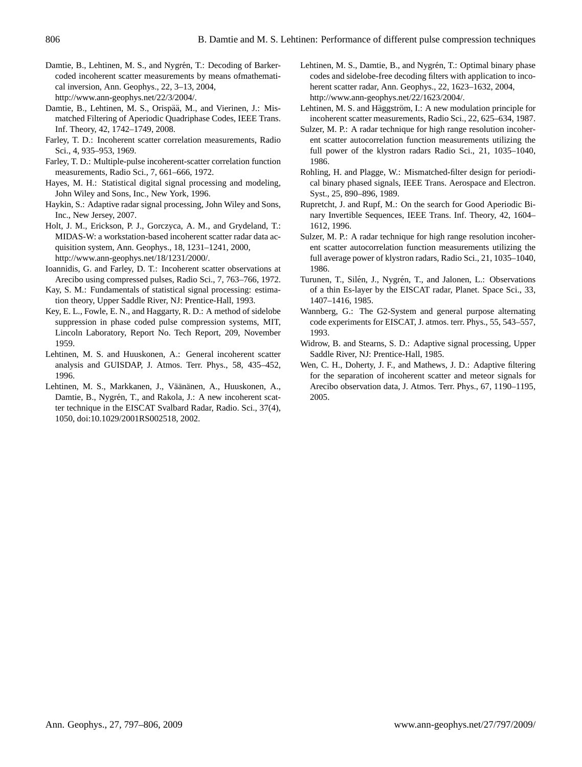Damtie, B., Lehtinen, M. S., and Nygrén, T.: Decoding of Barker-coded incoherent scatter measurements by means ofmathematical inversion, Ann. Geophys., 22, 3–13, 2004, http://www.ann-geophys.net/22/3/2004/.

Damtie, B., Lehtinen, M. S., Orispää, M., and Vierinen, J.: Mismatched Filtering of Aperiodic Quadriphase Codes, IEEE Trans. Inf. Theory, 42, 1742–1749, 2008.

Farley, T. D.: Incoherent scatter correlation measurements, Radio Sci., 4, 935–953, 1969.

Farley, T. D.: Multiple-pulse incoherent-scatter correlation function measurements, Radio Sci., 7, 661–666, 1972.

Hayes, M. H.: Statistical digital signal processing and modeling, John Wiley and Sons, Inc., New York, 1996.

Haykin, S.: Adaptive radar signal processing, John Wiley and Sons, Inc., New Jersey, 2007.

Holt, J. M., Erickson, P. J., Gorczyca, A. M., and Grydeland, T.: MIDAS-W: a workstation-based incoherent scatter radar data acquisition system, Ann. Geophys., 18, 1231–1241, 2000, http://www.ann-geophys.net/18/1231/2000/.

Ioannidis, G. and Farley, D. T.: Incoherent scatter observations at Arecibo using compressed pulses, Radio Sci., 7, 763–766, 1972.

Kay, S. M.: Fundamentals of statistical signal processing: estimation theory, Upper Saddle River, NJ: Prentice-Hall, 1993.

Key, E. L., Fowle, E. N., and Haggarty, R. D.: A method of sidelobe suppression in phase coded pulse compression systems, MIT, Lincoln Laboratory, Report No. Tech Report, 209, November 1959.

Lehtinen, M. S. and Huuskonen, A.: General incoherent scatter analysis and GUISDAP, J. Atmos. Terr. Phys., 58, 435–452, 1996.

Lehtinen, M. S., Markkanen, J., Väänänen, A., Huuskonen, A., Damtie, B., Nygrén, T., and Rakola, J.: A new incoherent scatter technique in the EISCAT Svalbard Radar, Radio. Sci., 37(4), 1050, doi:10.1029/2001RS002518, 2002.

Lehtinen, M. S., Damtie, B., and Nygrén, T.: Optimal binary phase codes and sidelobe-free decoding filters with application to incoherent scatter radar, Ann. Geophys., 22, 1623–1632, 2004, http://www.ann-geophys.net/22/1623/2004/.

Lehtinen, M. S. and Häggström, I.: A new modulation principle for incoherent scatter measurements, Radio Sci., 22, 625–634, 1987.

Sulzer, M. P.: A radar technique for high range resolution incoherent scatter autocorrelation function measurements utilizing the full power of the klystron radars Radio Sci., 21, 1035–1040, 1986.

Rohling, H. and Plagge, W.: Mismatched-filter design for periodical binary phased signals, IEEE Trans. Aerospace and Electron. Syst., 25, 890–896, 1989.

Rupretcht, J. and Rupf, M.: On the search for Good Aperiodic Binary Invertible Sequences, IEEE Trans. Inf. Theory, 42, 1604–1612, 1996.

Sulzer, M. P.: A radar technique for high range resolution incoherent scatter autocorrelation function measurements utilizing the full average power of klystron radars, Radio Sci., 21, 1035–1040, 1986.

Turunen, T., Silén, J., Nygrén, T., and Jalonen, L.: Observations of a thin Es-layer by the EISCAT radar, Planet. Space Sci., 33, 1407–1416, 1985.

Wannberg, G.: The G2-System and general purpose alternating code experiments for EISCAT, J. atmos. terr. Phys., 55, 543–557, 1993.

Widrow, B. and Stearns, S. D.: Adaptive signal processing, Upper Saddle River, NJ: Prentice-Hall, 1985.

Wen, C. H., Doherty, J. F., and Mathews, J. D.: Adaptive filtering for the separation of incoherent scatter and meteor signals for Arecibo observation data, J. Atmos. Terr. Phys., 67, 1190–1195, 2005.